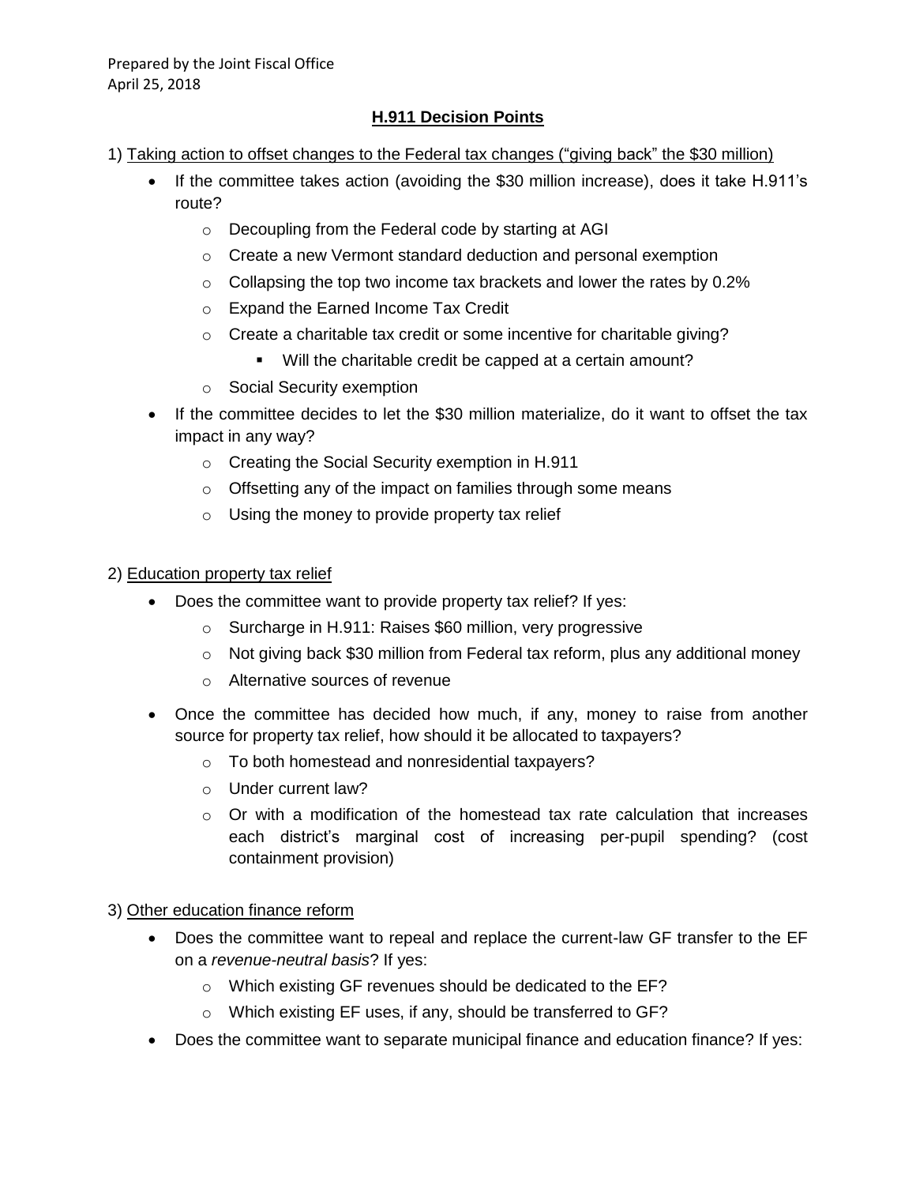Prepared by the Joint Fiscal Office
April 25, 2018

## H.911 Decision Points

1) Taking action to offset changes to the Federal tax changes ("giving back" the $30 million)

- If the committee takes action (avoiding the $30 million increase), does it take H.911's route?
  - Decoupling from the Federal code by starting at AGI
  - Create a new Vermont standard deduction and personal exemption
  - Collapsing the top two income tax brackets and lower the rates by 0.2%
  - Expand the Earned Income Tax Credit
  - Create a charitable tax credit or some incentive for charitable giving?
    - Will the charitable credit be capped at a certain amount?
  - Social Security exemption
- If the committee decides to let the $30 million materialize, do it want to offset the tax impact in any way?
  - Creating the Social Security exemption in H.911
  - Offsetting any of the impact on families through some means
  - Using the money to provide property tax relief

2) Education property tax relief

- Does the committee want to provide property tax relief? If yes:
  - Surcharge in H.911: Raises $60 million, very progressive
  - Not giving back $30 million from Federal tax reform, plus any additional money
  - Alternative sources of revenue
- Once the committee has decided how much, if any, money to raise from another source for property tax relief, how should it be allocated to taxpayers?
  - To both homestead and nonresidential taxpayers?
  - Under current law?
  - Or with a modification of the homestead tax rate calculation that increases each district's marginal cost of increasing per-pupil spending? (cost containment provision)

3) Other education finance reform

- Does the committee want to repeal and replace the current-law GF transfer to the EF on a *revenue-neutral basis*? If yes:
  - Which existing GF revenues should be dedicated to the EF?
  - Which existing EF uses, if any, should be transferred to GF?
- Does the committee want to separate municipal finance and education finance? If yes: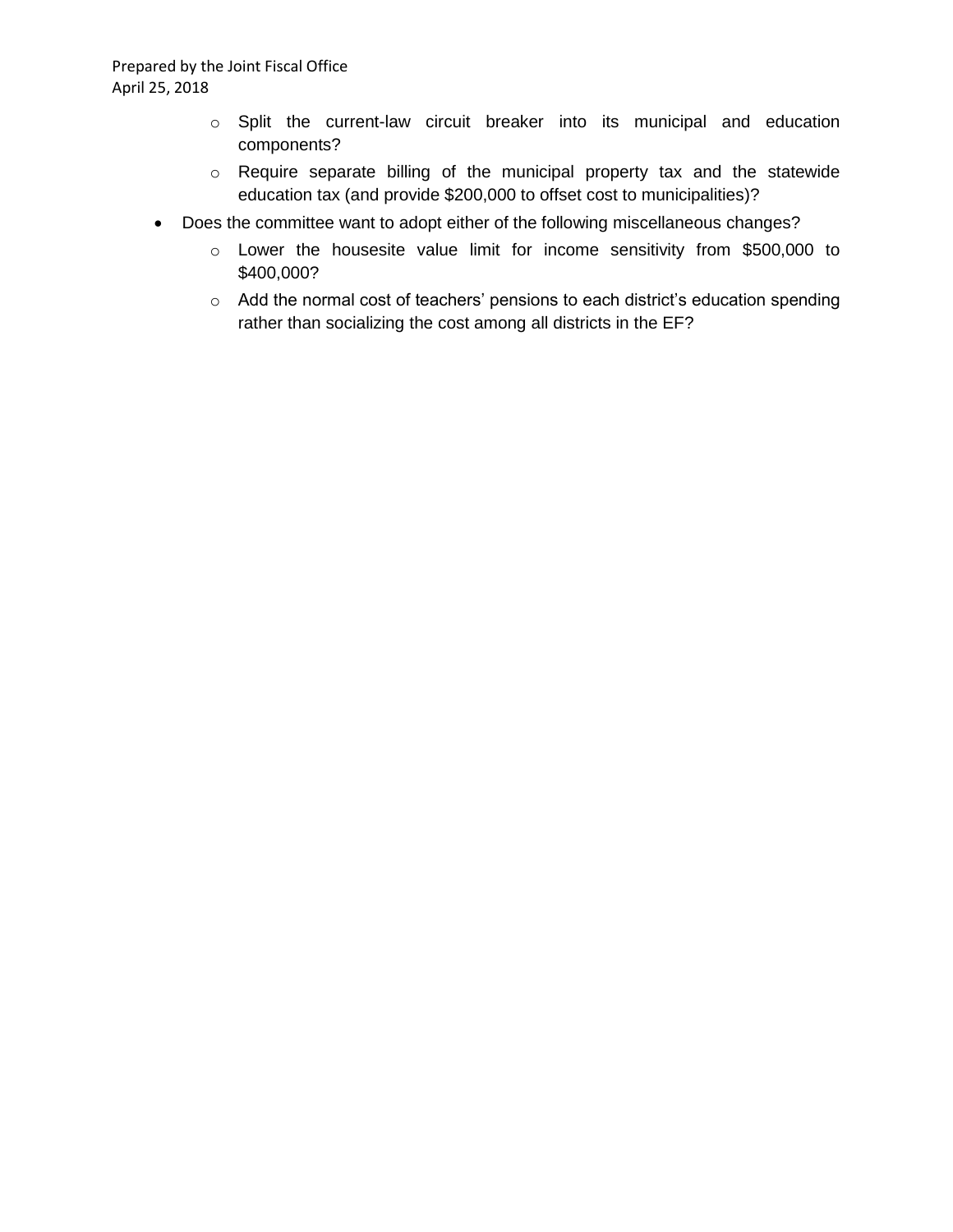- Split the current-law circuit breaker into its municipal and education components?
    - Require separate billing of the municipal property tax and the statewide education tax (and provide $200,000 to offset cost to municipalities)?
- Does the committee want to adopt either of the following miscellaneous changes?
    - Lower the housesite value limit for income sensitivity from $500,000 to $400,000?
    - Add the normal cost of teachers' pensions to each district's education spending rather than socializing the cost among all districts in the EF?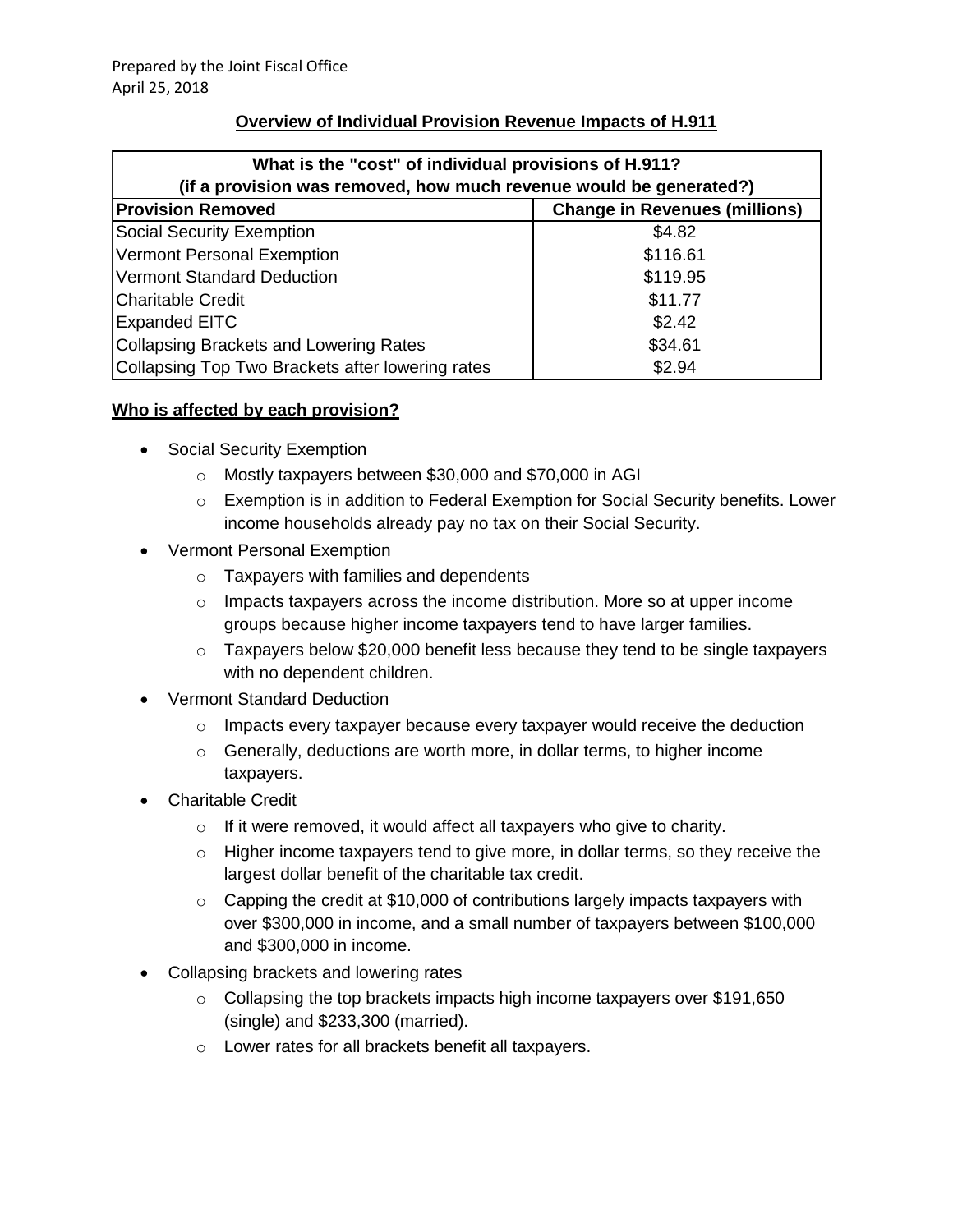Prepared by the Joint Fiscal Office
April 25, 2018

## Overview of Individual Provision Revenue Impacts of H.911

| What is the "cost" of individual provisions of H.911? (if a provision was removed, how much revenue would be generated?) | |
|---|---|
| **Provision Removed** | **Change in Revenues (millions)** |
| Social Security Exemption | $4.82 |
| Vermont Personal Exemption | $116.61 |
| Vermont Standard Deduction | $119.95 |
| Charitable Credit | $11.77 |
| Expanded EITC | $2.42 |
| Collapsing Brackets and Lowering Rates | $34.61 |
| Collapsing Top Two Brackets after lowering rates | $2.94 |

### Who is affected by each provision?

- Social Security Exemption
  - Mostly taxpayers between $30,000 and $70,000 in AGI
  - Exemption is in addition to Federal Exemption for Social Security benefits. Lower income households already pay no tax on their Social Security.
- Vermont Personal Exemption
  - Taxpayers with families and dependents
  - Impacts taxpayers across the income distribution. More so at upper income groups because higher income taxpayers tend to have larger families.
  - Taxpayers below $20,000 benefit less because they tend to be single taxpayers with no dependent children.
- Vermont Standard Deduction
  - Impacts every taxpayer because every taxpayer would receive the deduction
  - Generally, deductions are worth more, in dollar terms, to higher income taxpayers.
- Charitable Credit
  - If it were removed, it would affect all taxpayers who give to charity.
  - Higher income taxpayers tend to give more, in dollar terms, so they receive the largest dollar benefit of the charitable tax credit.
  - Capping the credit at $10,000 of contributions largely impacts taxpayers with over $300,000 in income, and a small number of taxpayers between $100,000 and $300,000 in income.
- Collapsing brackets and lowering rates
  - Collapsing the top brackets impacts high income taxpayers over $191,650 (single) and $233,300 (married).
  - Lower rates for all brackets benefit all taxpayers.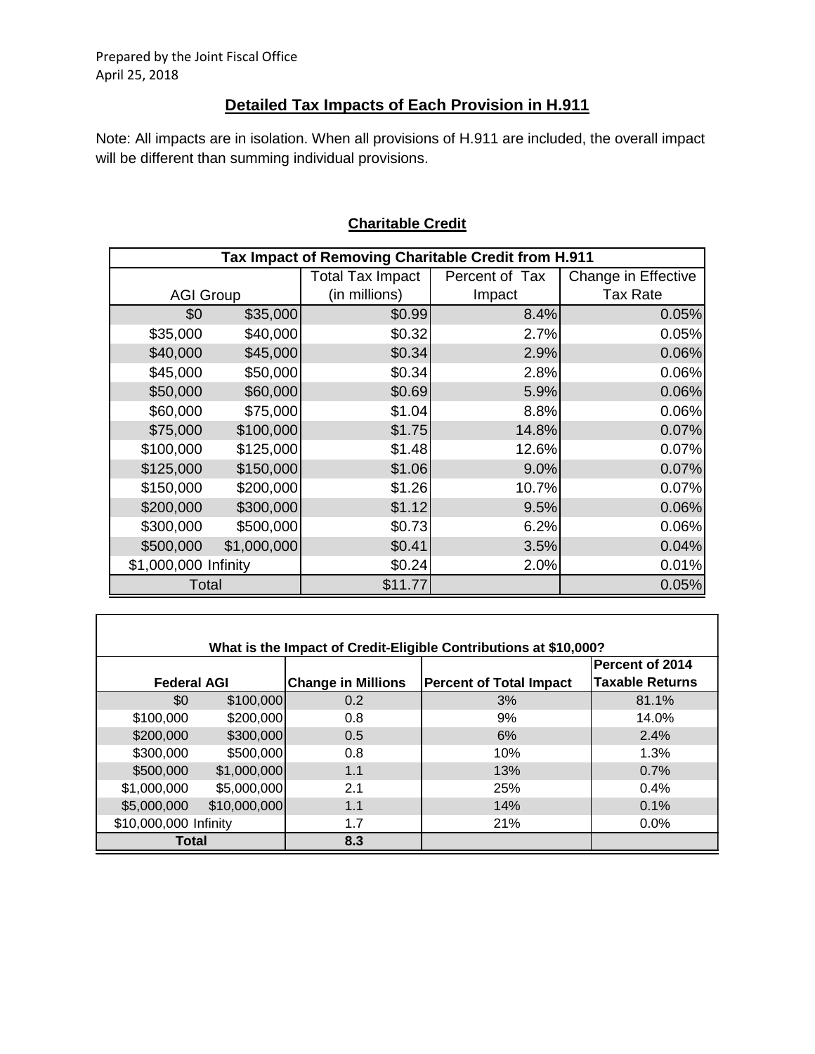Prepared by the Joint Fiscal Office
April 25, 2018

## Detailed Tax Impacts of Each Provision in H.911

Note: All impacts are in isolation. When all provisions of H.911 are included, the overall impact will be different than summing individual provisions.

### Charitable Credit

| Tax Impact of Removing Charitable Credit from H.911 | | | | |
|---|---|---|---|---|
| AGI Group | | Total Tax Impact (in millions) | Percent of Tax Impact | Change in Effective Tax Rate |
| $0 | $35,000 | $0.99 | 8.4% | 0.05% |
| $35,000 | $40,000 | $0.32 | 2.7% | 0.05% |
| $40,000 | $45,000 | $0.34 | 2.9% | 0.06% |
| $45,000 | $50,000 | $0.34 | 2.8% | 0.06% |
| $50,000 | $60,000 | $0.69 | 5.9% | 0.06% |
| $60,000 | $75,000 | $1.04 | 8.8% | 0.06% |
| $75,000 | $100,000 | $1.75 | 14.8% | 0.07% |
| $100,000 | $125,000 | $1.48 | 12.6% | 0.07% |
| $125,000 | $150,000 | $1.06 | 9.0% | 0.07% |
| $150,000 | $200,000 | $1.26 | 10.7% | 0.07% |
| $200,000 | $300,000 | $1.12 | 9.5% | 0.06% |
| $300,000 | $500,000 | $0.73 | 6.2% | 0.06% |
| $500,000 | $1,000,000 | $0.41 | 3.5% | 0.04% |
| $1,000,000 | Infinity | $0.24 | 2.0% | 0.01% |
| Total | | $11.77 | | 0.05% |

| What is the Impact of Credit-Eligible Contributions at $10,000? | | | | |
|---|---|---|---|---|
| **Federal AGI** | | **Change in Millions** | **Percent of Total Impact** | **Percent of 2014 Taxable Returns** |
| $0 | $100,000 | 0.2 | 3% | 81.1% |
| $100,000 | $200,000 | 0.8 | 9% | 14.0% |
| $200,000 | $300,000 | 0.5 | 6% | 2.4% |
| $300,000 | $500,000 | 0.8 | 10% | 1.3% |
| $500,000 | $1,000,000 | 1.1 | 13% | 0.7% |
| $1,000,000 | $5,000,000 | 2.1 | 25% | 0.4% |
| $5,000,000 | $10,000,000 | 1.1 | 14% | 0.1% |
| $10,000,000 | Infinity | 1.7 | 21% | 0.0% |
| **Total** | | **8.3** | | |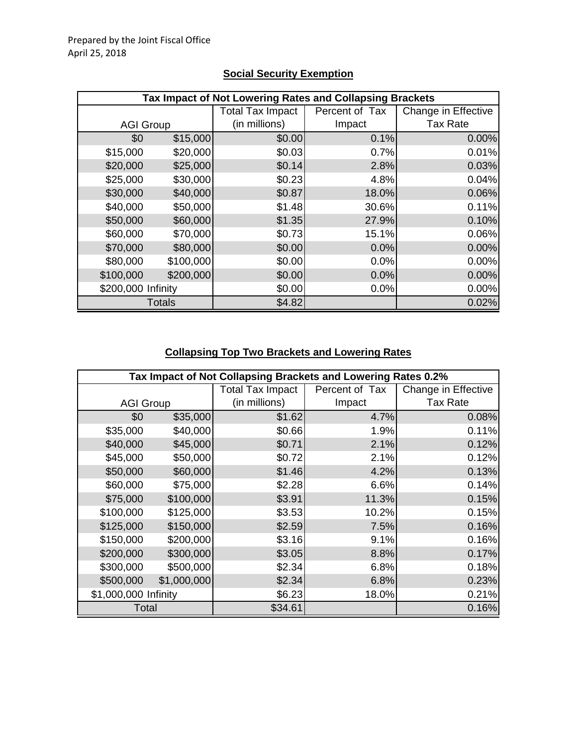Prepared by the Joint Fiscal Office
April 25, 2018

## Social Security Exemption

| Tax Impact of Not Lowering Rates and Collapsing Brackets | | | | |
|---|---|---|---|---|
| AGI Group | | Total Tax Impact (in millions) | Percent of Tax Impact | Change in Effective Tax Rate |
| $0 | $15,000 | $0.00 | 0.1% | 0.00% |
| $15,000 | $20,000 | $0.03 | 0.7% | 0.01% |
| $20,000 | $25,000 | $0.14 | 2.8% | 0.03% |
| $25,000 | $30,000 | $0.23 | 4.8% | 0.04% |
| $30,000 | $40,000 | $0.87 | 18.0% | 0.06% |
| $40,000 | $50,000 | $1.48 | 30.6% | 0.11% |
| $50,000 | $60,000 | $1.35 | 27.9% | 0.10% |
| $60,000 | $70,000 | $0.73 | 15.1% | 0.06% |
| $70,000 | $80,000 | $0.00 | 0.0% | 0.00% |
| $80,000 | $100,000 | $0.00 | 0.0% | 0.00% |
| $100,000 | $200,000 | $0.00 | 0.0% | 0.00% |
| $200,000 | Infinity | $0.00 | 0.0% | 0.00% |
| Totals | | $4.82 | | 0.02% |

## Collapsing Top Two Brackets and Lowering Rates

| Tax Impact of Not Collapsing Brackets and Lowering Rates 0.2% | | | | |
|---|---|---|---|---|
| AGI Group | | Total Tax Impact (in millions) | Percent of Tax Impact | Change in Effective Tax Rate |
| $0 | $35,000 | $1.62 | 4.7% | 0.08% |
| $35,000 | $40,000 | $0.66 | 1.9% | 0.11% |
| $40,000 | $45,000 | $0.71 | 2.1% | 0.12% |
| $45,000 | $50,000 | $0.72 | 2.1% | 0.12% |
| $50,000 | $60,000 | $1.46 | 4.2% | 0.13% |
| $60,000 | $75,000 | $2.28 | 6.6% | 0.14% |
| $75,000 | $100,000 | $3.91 | 11.3% | 0.15% |
| $100,000 | $125,000 | $3.53 | 10.2% | 0.15% |
| $125,000 | $150,000 | $2.59 | 7.5% | 0.16% |
| $150,000 | $200,000 | $3.16 | 9.1% | 0.16% |
| $200,000 | $300,000 | $3.05 | 8.8% | 0.17% |
| $300,000 | $500,000 | $2.34 | 6.8% | 0.18% |
| $500,000 | $1,000,000 | $2.34 | 6.8% | 0.23% |
| $1,000,000 | Infinity | $6.23 | 18.0% | 0.21% |
| Total | | $34.61 | | 0.16% |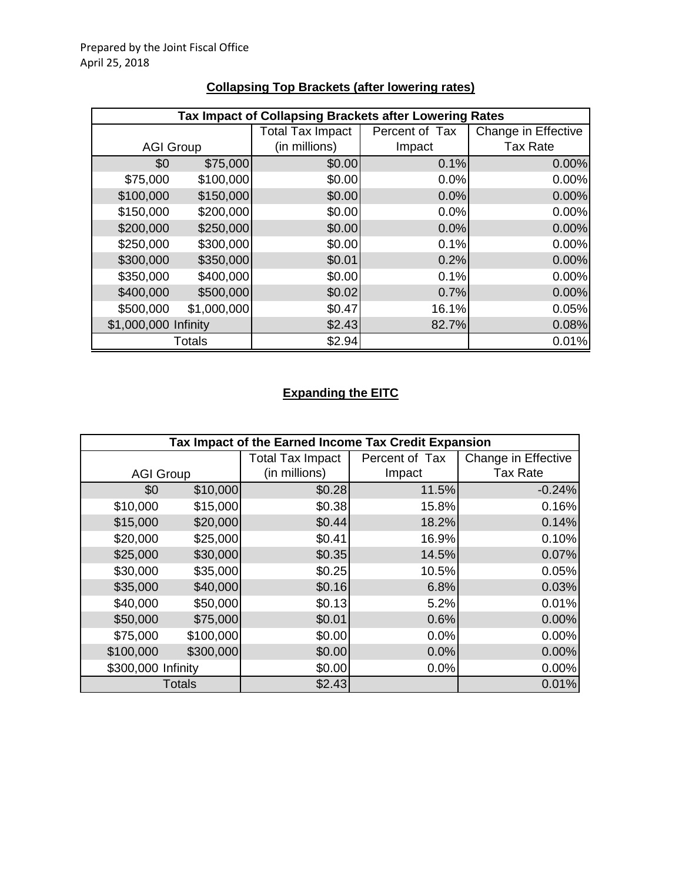Prepared by the Joint Fiscal Office
April 25, 2018

## Collapsing Top Brackets (after lowering rates)

| Tax Impact of Collapsing Brackets after Lowering Rates | | | | |
|---|---|---|---|---|
| AGI Group | | Total Tax Impact (in millions) | Percent of Tax Impact | Change in Effective Tax Rate |
| $0 | $75,000 | $0.00 | 0.1% | 0.00% |
| $75,000 | $100,000 | $0.00 | 0.0% | 0.00% |
| $100,000 | $150,000 | $0.00 | 0.0% | 0.00% |
| $150,000 | $200,000 | $0.00 | 0.0% | 0.00% |
| $200,000 | $250,000 | $0.00 | 0.0% | 0.00% |
| $250,000 | $300,000 | $0.00 | 0.1% | 0.00% |
| $300,000 | $350,000 | $0.01 | 0.2% | 0.00% |
| $350,000 | $400,000 | $0.00 | 0.1% | 0.00% |
| $400,000 | $500,000 | $0.02 | 0.7% | 0.00% |
| $500,000 | $1,000,000 | $0.47 | 16.1% | 0.05% |
| $1,000,000 | Infinity | $2.43 | 82.7% | 0.08% |
| Totals | | $2.94 | | 0.01% |

## Expanding the EITC

| Tax Impact of the Earned Income Tax Credit Expansion | | | | |
|---|---|---|---|---|
| AGI Group | | Total Tax Impact (in millions) | Percent of Tax Impact | Change in Effective Tax Rate |
| $0 | $10,000 | $0.28 | 11.5% | -0.24% |
| $10,000 | $15,000 | $0.38 | 15.8% | 0.16% |
| $15,000 | $20,000 | $0.44 | 18.2% | 0.14% |
| $20,000 | $25,000 | $0.41 | 16.9% | 0.10% |
| $25,000 | $30,000 | $0.35 | 14.5% | 0.07% |
| $30,000 | $35,000 | $0.25 | 10.5% | 0.05% |
| $35,000 | $40,000 | $0.16 | 6.8% | 0.03% |
| $40,000 | $50,000 | $0.13 | 5.2% | 0.01% |
| $50,000 | $75,000 | $0.01 | 0.6% | 0.00% |
| $75,000 | $100,000 | $0.00 | 0.0% | 0.00% |
| $100,000 | $300,000 | $0.00 | 0.0% | 0.00% |
| $300,000 | Infinity | $0.00 | 0.0% | 0.00% |
| Totals | | $2.43 | | 0.01% |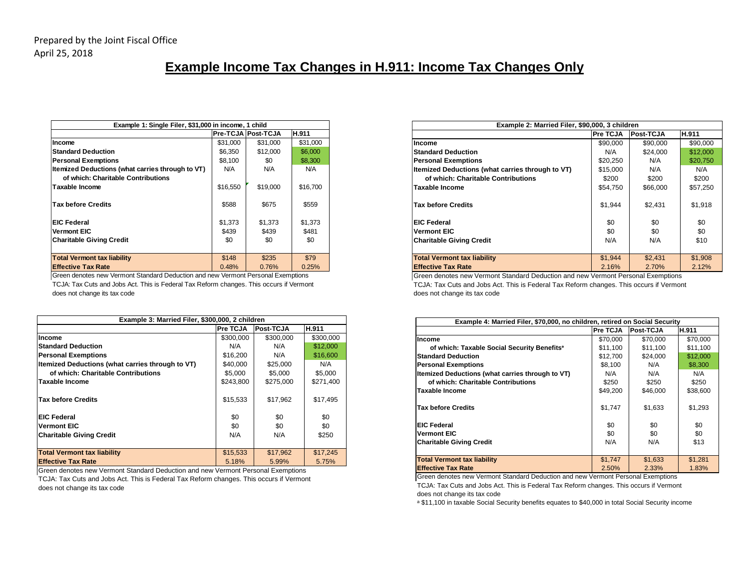Prepared by the Joint Fiscal Office
April 25, 2018

# Example Income Tax Changes in H.911: Income Tax Changes Only

| Example 1: Single Filer, $31,000 in income, 1 child | | | |
|---|---|---|---|
| | Pre-TCJA | Post-TCJA | H.911 |
| **Income** | $31,000 | $31,000 | $31,000 |
| **Standard Deduction** | $6,350 | $12,000 | $6,000 |
| **Personal Exemptions** | $8,100 | $0 | $8,300 |
| **Itemized Deductions (what carries through to VT)** | N/A | N/A | N/A |
| **of which: Charitable Contributions** | | | |
| **Taxable Income** | $16,550 | $19,000 | $16,700 |
| **Tax before Credits** | $588 | $675 | $559 |
| **EIC Federal** | $1,373 | $1,373 | $1,373 |
| **Vermont EIC** | $439 | $439 | $481 |
| **Charitable Giving Credit** | $0 | $0 | $0 |
| **Total Vermont tax liability** | $148 | $235 | $79 |
| **Effective Tax Rate** | 0.48% | 0.76% | 0.25% |

Green denotes new Vermont Standard Deduction and new Vermont Personal Exemptions

TCJA: Tax Cuts and Jobs Act. This is Federal Tax Reform changes. This occurs if Vermont does not change its tax code

| Example 2: Married Filer, $90,000, 3 children | | | |
|---|---|---|---|
| | Pre TCJA | Post-TCJA | H.911 |
| **Income** | $90,000 | $90,000 | $90,000 |
| **Standard Deduction** | N/A | $24,000 | $12,000 |
| **Personal Exemptions** | $20,250 | N/A | $20,750 |
| **Itemized Deductions (what carries through to VT)** | $15,000 | N/A | N/A |
| **of which: Charitable Contributions** | $200 | $200 | $200 |
| **Taxable Income** | $54,750 | $66,000 | $57,250 |
| **Tax before Credits** | $1,944 | $2,431 | $1,918 |
| **EIC Federal** | $0 | $0 | $0 |
| **Vermont EIC** | $0 | $0 | $0 |
| **Charitable Giving Credit** | N/A | N/A | $10 |
| **Total Vermont tax liability** | $1,944 | $2,431 | $1,908 |
| **Effective Tax Rate** | 2.16% | 2.70% | 2.12% |

Green denotes new Vermont Standard Deduction and new Vermont Personal Exemptions

TCJA: Tax Cuts and Jobs Act. This is Federal Tax Reform changes. This occurs if Vermont does not change its tax code

| Example 3: Married Filer, $300,000, 2 children | | | |
|---|---|---|---|
| | Pre TCJA | Post-TCJA | H.911 |
| **Income** | $300,000 | $300,000 | $300,000 |
| **Standard Deduction** | N/A | N/A | $12,000 |
| **Personal Exemptions** | $16,200 | N/A | $16,600 |
| **Itemized Deductions (what carries through to VT)** | $40,000 | $25,000 | N/A |
| **of which: Charitable Contributions** | $5,000 | $5,000 | $5,000 |
| **Taxable Income** | $243,800 | $275,000 | $271,400 |
| **Tax before Credits** | $15,533 | $17,962 | $17,495 |
| **EIC Federal** | $0 | $0 | $0 |
| **Vermont EIC** | $0 | $0 | $0 |
| **Charitable Giving Credit** | N/A | N/A | $250 |
| **Total Vermont tax liability** | $15,533 | $17,962 | $17,245 |
| **Effective Tax Rate** | 5.18% | 5.99% | 5.75% |

Green denotes new Vermont Standard Deduction and new Vermont Personal Exemptions

TCJA: Tax Cuts and Jobs Act. This is Federal Tax Reform changes. This occurs if Vermont does not change its tax code

| Example 4: Married Filer, $70,000, no children, retired on Social Security | | | |
|---|---|---|---|
| | Pre TCJA | Post-TCJA | H.911 |
| **Income** | $70,000 | $70,000 | $70,000 |
| **of which: Taxable Social Security Benefits[a]** | $11,100 | $11,100 | $11,100 |
| **Standard Deduction** | $12,700 | $24,000 | $12,000 |
| **Personal Exemptions** | $8,100 | N/A | $8,300 |
| **Itemized Deductions (what carries through to VT)** | N/A | N/A | N/A |
| **of which: Charitable Contributions** | $250 | $250 | $250 |
| **Taxable Income** | $49,200 | $46,000 | $38,600 |
| **Tax before Credits** | $1,747 | $1,633 | $1,293 |
| **EIC Federal** | $0 | $0 | $0 |
| **Vermont EIC** | $0 | $0 | $0 |
| **Charitable Giving Credit** | N/A | N/A | $13 |
| **Total Vermont tax liability** | $1,747 | $1,633 | $1,281 |
| **Effective Tax Rate** | 2.50% | 2.33% | 1.83% |

Green denotes new Vermont Standard Deduction and new Vermont Personal Exemptions

TCJA: Tax Cuts and Jobs Act. This is Federal Tax Reform changes. This occurs if Vermont does not change its tax code

[a] $11,100 in taxable Social Security benefits equates to $40,000 in total Social Security income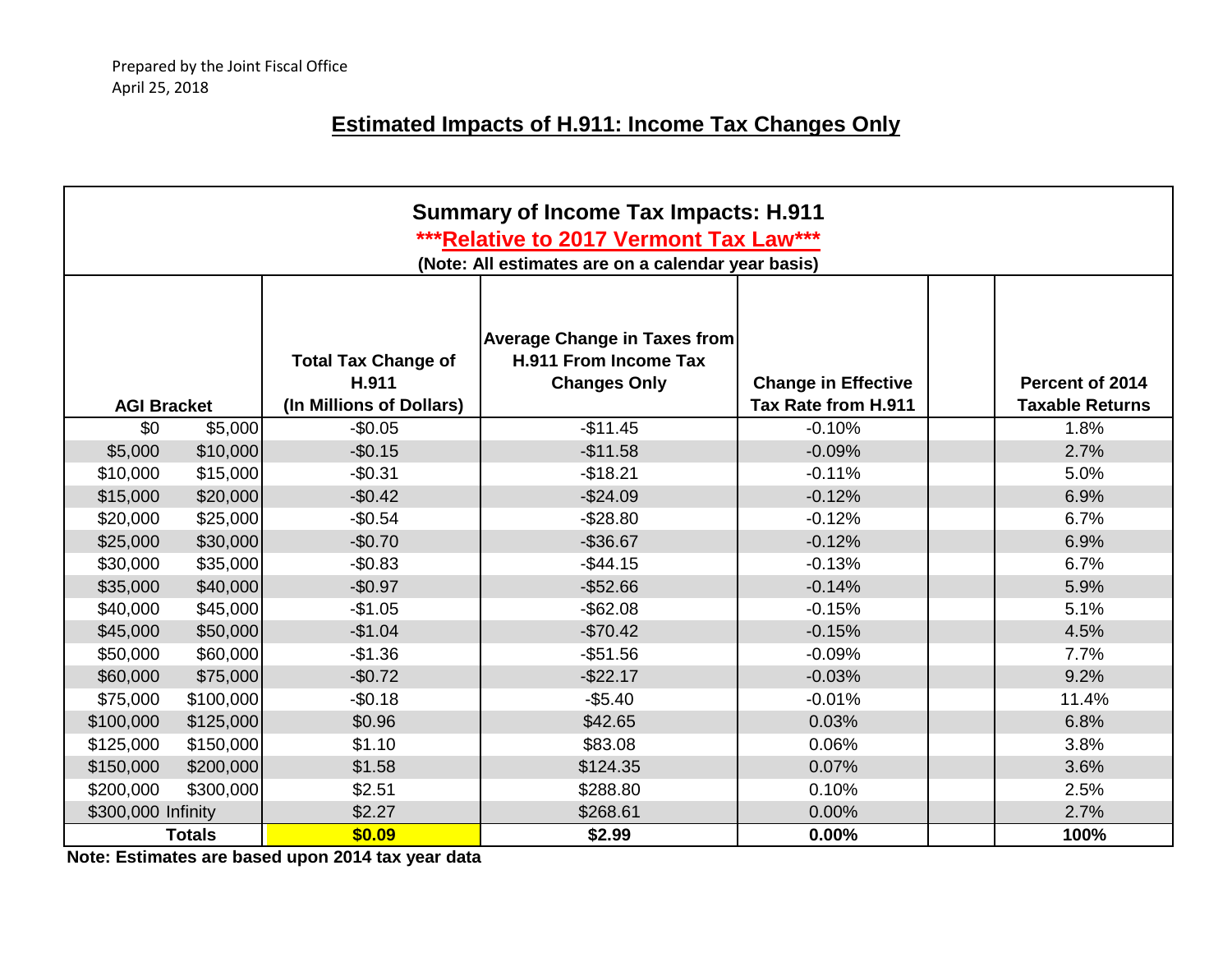Prepared by the Joint Fiscal Office
April 25, 2018

## Estimated Impacts of H.911: Income Tax Changes Only

### Summary of Income Tax Impacts: H.911

***Relative to 2017 Vermont Tax Law***

**(Note: All estimates are on a calendar year basis)**

| AGI Bracket | | Total Tax Change of H.911 (In Millions of Dollars) | Average Change in Taxes from H.911 From Income Tax Changes Only | Change in Effective Tax Rate from H.911 | | Percent of 2014 Taxable Returns |
|---|---|---|---|---|---|---|
| $0 | $5,000 | -$0.05 | -$11.45 | -0.10% | | 1.8% |
| $5,000 | $10,000 | -$0.15 | -$11.58 | -0.09% | | 2.7% |
| $10,000 | $15,000 | -$0.31 | -$18.21 | -0.11% | | 5.0% |
| $15,000 | $20,000 | -$0.42 | -$24.09 | -0.12% | | 6.9% |
| $20,000 | $25,000 | -$0.54 | -$28.80 | -0.12% | | 6.7% |
| $25,000 | $30,000 | -$0.70 | -$36.67 | -0.12% | | 6.9% |
| $30,000 | $35,000 | -$0.83 | -$44.15 | -0.13% | | 6.7% |
| $35,000 | $40,000 | -$0.97 | -$52.66 | -0.14% | | 5.9% |
| $40,000 | $45,000 | -$1.05 | -$62.08 | -0.15% | | 5.1% |
| $45,000 | $50,000 | -$1.04 | -$70.42 | -0.15% | | 4.5% |
| $50,000 | $60,000 | -$1.36 | -$51.56 | -0.09% | | 7.7% |
| $60,000 | $75,000 | -$0.72 | -$22.17 | -0.03% | | 9.2% |
| $75,000 | $100,000 | -$0.18 | -$5.40 | -0.01% | | 11.4% |
| $100,000 | $125,000 | $0.96 | $42.65 | 0.03% | | 6.8% |
| $125,000 | $150,000 | $1.10 | $83.08 | 0.06% | | 3.8% |
| $150,000 | $200,000 | $1.58 | $124.35 | 0.07% | | 3.6% |
| $200,000 | $300,000 | $2.51 | $288.80 | 0.10% | | 2.5% |
| $300,000 | Infinity | $2.27 | $268.61 | 0.00% | | 2.7% |
| **Totals** | | **$0.09** | **$2.99** | **0.00%** | | **100%** |

**Note: Estimates are based upon 2014 tax year data**